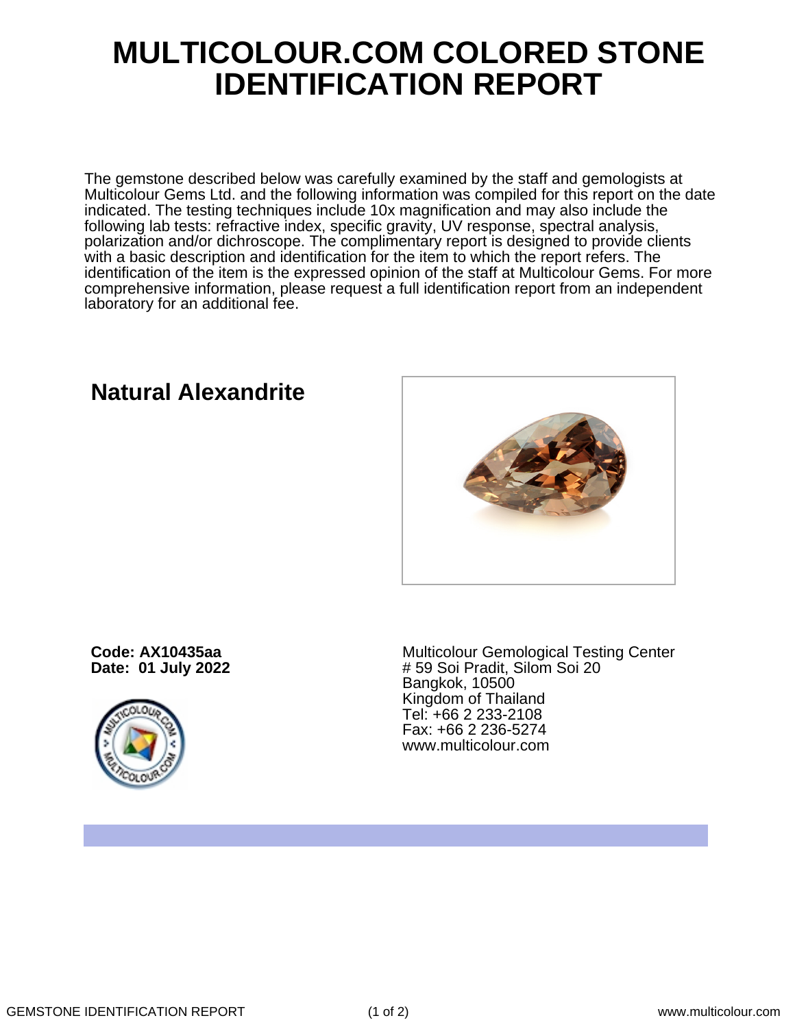# MULTICOLOUR.COM COLORED STONE IDENTIFICATION REPORT

The gemstone described below was carefully examined by the staff and gemologists at Multicolour Gems Ltd. and the following information was compiled for this report on the date indicated. The testing techniques include 10x magnification and may also include the following lab tests: refractive index, specific gravity, UV response, spectral analysis, polarization and/or dichroscope. The complimentary report is designed to provide clients with a basic description and identification for the item to which the report refers. The identification of the item is the expressed opinion of the staff at Multicolour Gems. For more comprehensive information, please request a full identification report from an independent laboratory for an additional fee.

## Natural Alexandrite

**Code: AX10435aa**
**Date: 01 July 2022**

Multicolour Gemological Testing Center
# 59 Soi Pradit, Silom Soi 20
Bangkok, 10500
Kingdom of Thailand
Tel: +66 2 233-2108
Fax: +66 2 236-5274
www.multicolour.com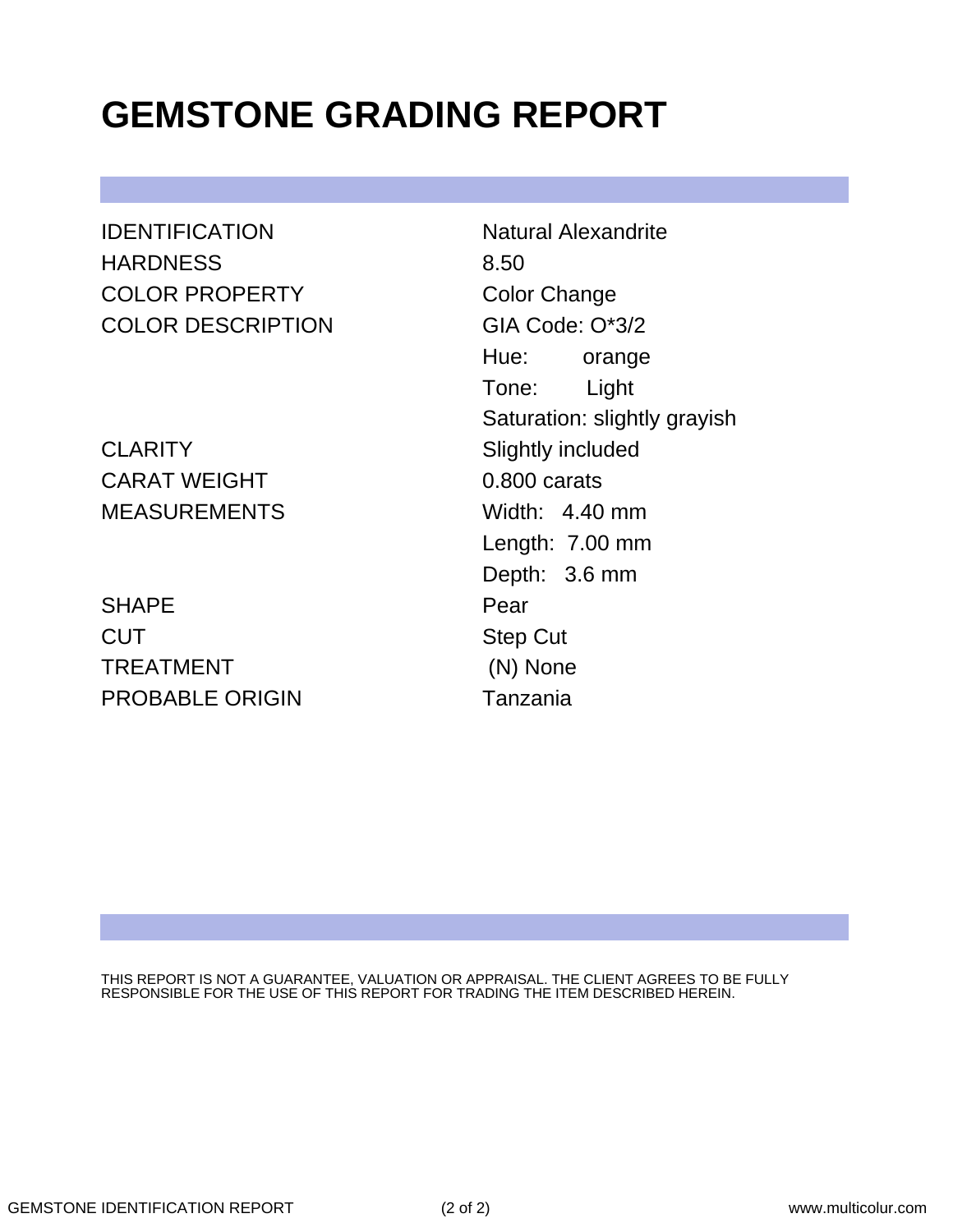# GEMSTONE GRADING REPORT

| | |
|---|---|
| IDENTIFICATION | Natural Alexandrite |
| HARDNESS | 8.50 |
| COLOR PROPERTY | Color Change |
| COLOR DESCRIPTION | GIA Code: O*3/2 |
| | Hue: orange |
| | Tone: Light |
| | Saturation: slightly grayish |
| CLARITY | Slightly included |
| CARAT WEIGHT | 0.800 carats |
| MEASUREMENTS | Width: 4.40 mm |
| | Length: 7.00 mm |
| | Depth: 3.6 mm |
| SHAPE | Pear |
| CUT | Step Cut |
| TREATMENT | (N) None |
| PROBABLE ORIGIN | Tanzania |

THIS REPORT IS NOT A GUARANTEE, VALUATION OR APPRAISAL. THE CLIENT AGREES TO BE FULLY RESPONSIBLE FOR THE USE OF THIS REPORT FOR TRADING THE ITEM DESCRIBED HEREIN.